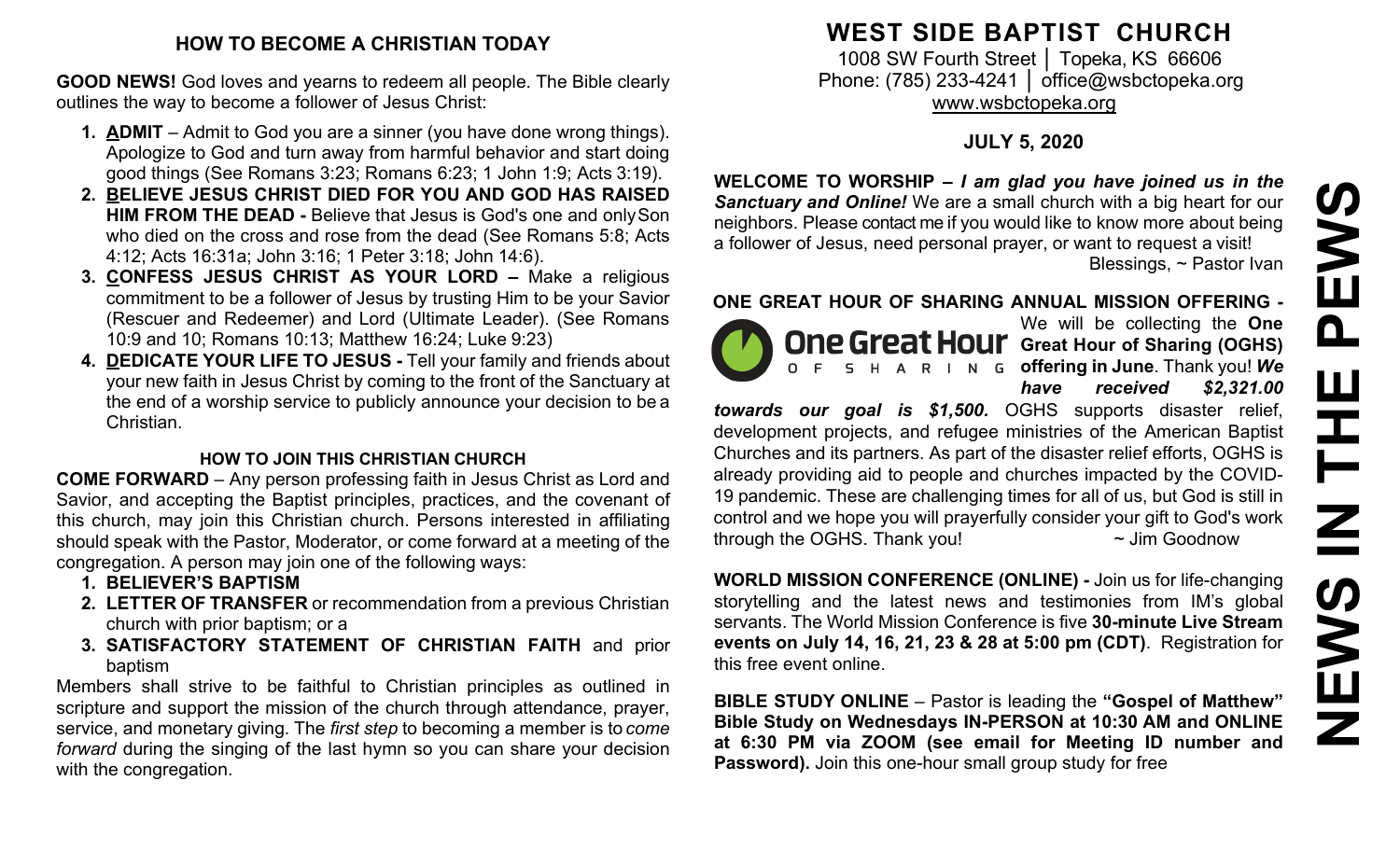## HOW TO BECOME A CHRISTIAN TODAY

**GOOD NEWS!** God loves and yearns to redeem all people. The Bible clearly outlines the way to become a follower of Jesus Christ:

1. **ADMIT** – Admit to God you are a sinner (you have done wrong things). Apologize to God and turn away from harmful behavior and start doing good things (See Romans 3:23; Romans 6:23; 1 John 1:9; Acts 3:19).
2. **BELIEVE JESUS CHRIST DIED FOR YOU AND GOD HAS RAISED HIM FROM THE DEAD -** Believe that Jesus is God's one and only Son who died on the cross and rose from the dead (See Romans 5:8; Acts 4:12; Acts 16:31a; John 3:16; 1 Peter 3:18; John 14:6).
3. **CONFESS JESUS CHRIST AS YOUR LORD –** Make a religious commitment to be a follower of Jesus by trusting Him to be your Savior (Rescuer and Redeemer) and Lord (Ultimate Leader). (See Romans 10:9 and 10; Romans 10:13; Matthew 16:24; Luke 9:23)
4. **DEDICATE YOUR LIFE TO JESUS -** Tell your family and friends about your new faith in Jesus Christ by coming to the front of the Sanctuary at the end of a worship service to publicly announce your decision to be a Christian.

### HOW TO JOIN THIS CHRISTIAN CHURCH

**COME FORWARD** – Any person professing faith in Jesus Christ as Lord and Savior, and accepting the Baptist principles, practices, and the covenant of this church, may join this Christian church. Persons interested in affiliating should speak with the Pastor, Moderator, or come forward at a meeting of the congregation. A person may join one of the following ways:

1. **BELIEVER'S BAPTISM**
2. **LETTER OF TRANSFER** or recommendation from a previous Christian church with prior baptism; or a
3. **SATISFACTORY STATEMENT OF CHRISTIAN FAITH** and prior baptism

Members shall strive to be faithful to Christian principles as outlined in scripture and support the mission of the church through attendance, prayer, service, and monetary giving. The *first step* to becoming a member is to *come forward* during the singing of the last hymn so you can share your decision with the congregation.

# WEST SIDE BAPTIST CHURCH

1008 SW Fourth Street │ Topeka, KS 66606
Phone: (785) 233-4241 │ office@wsbctopeka.org
www.wsbctopeka.org

**JULY 5, 2020**

**NEWS IN THE PEWS**

**WELCOME TO WORSHIP –** ***I am glad you have joined us in the Sanctuary and Online!*** We are a small church with a big heart for our neighbors. Please contact me if you would like to know more about being a follower of Jesus, need personal prayer, or want to request a visit!
Blessings, ~ Pastor Ivan

**ONE GREAT HOUR OF SHARING ANNUAL MISSION OFFERING -**

One Great Hour OF SHARING

We will be collecting the **One Great Hour of Sharing (OGHS) offering in June**. Thank you! ***We have received $2,321.00 towards our goal is $1,500.*** OGHS supports disaster relief, development projects, and refugee ministries of the American Baptist Churches and its partners. As part of the disaster relief efforts, OGHS is already providing aid to people and churches impacted by the COVID-19 pandemic. These are challenging times for all of us, but God is still in control and we hope you will prayerfully consider your gift to God's work through the OGHS. Thank you! ~ Jim Goodnow

**WORLD MISSION CONFERENCE (ONLINE) -** Join us for life-changing storytelling and the latest news and testimonies from IM's global servants. The World Mission Conference is five **30-minute Live Stream events on July 14, 16, 21, 23 & 28 at 5:00 pm (CDT)**. Registration for this free event online.

**BIBLE STUDY ONLINE** – Pastor is leading the **"Gospel of Matthew" Bible Study on Wednesdays IN-PERSON at 10:30 AM and ONLINE at 6:30 PM via ZOOM (see email for Meeting ID number and Password).** Join this one-hour small group study for free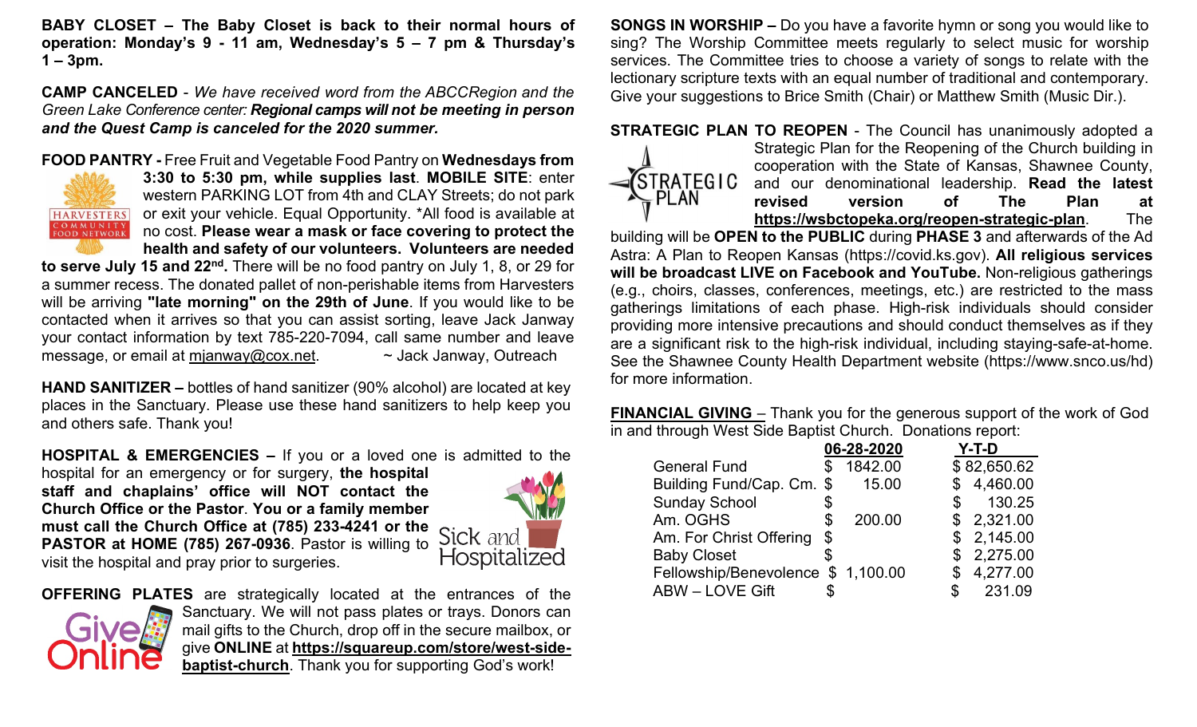**BABY CLOSET – The Baby Closet is back to their normal hours of operation: Monday's 9 - 11 am, Wednesday's 5 – 7 pm & Thursday's 1 – 3pm.**

**CAMP CANCELED** - *We have received word from the ABCCRegion and the Green Lake Conference center:* ***Regional camps will not be meeting in person and the Quest Camp is canceled for the 2020 summer.***

**FOOD PANTRY -** Free Fruit and Vegetable Food Pantry on **Wednesdays from 3:30 to 5:30 pm, while supplies last**. **MOBILE SITE**: enter western PARKING LOT from 4th and CLAY Streets; do not park or exit your vehicle. Equal Opportunity. *All food is available at no cost. **Please wear a mask or face covering to protect the health and safety of our volunteers. Volunteers are needed to serve July 15 and 22nd.** There will be no food pantry on July 1, 8, or 29 for a summer recess. The donated pallet of non-perishable items from Harvesters will be arriving **"late morning" on the 29th of June**. If you would like to be contacted when it arrives so that you can assist sorting, leave Jack Janway your contact information by text 785-220-7094, call same number and leave message, or email at mjanway@cox.net. ~ Jack Janway, Outreach

**HAND SANITIZER –** bottles of hand sanitizer (90% alcohol) are located at key places in the Sanctuary. Please use these hand sanitizers to help keep you and others safe. Thank you!

**HOSPITAL & EMERGENCIES –** If you or a loved one is admitted to the hospital for an emergency or for surgery, **the hospital staff and chaplains' office will NOT contact the Church Office or the Pastor**. **You or a family member must call the Church Office at (785) 233-4241 or the PASTOR at HOME (785) 267-0936**. Pastor is willing to visit the hospital and pray prior to surgeries.

**OFFERING PLATES** are strategically located at the entrances of the Sanctuary. We will not pass plates or trays. Donors can mail gifts to the Church, drop off in the secure mailbox, or give **ONLINE** at **https://squareup.com/store/west-side-baptist-church**. Thank you for supporting God's work!

**SONGS IN WORSHIP –** Do you have a favorite hymn or song you would like to sing? The Worship Committee meets regularly to select music for worship services. The Committee tries to choose a variety of songs to relate with the lectionary scripture texts with an equal number of traditional and contemporary. Give your suggestions to Brice Smith (Chair) or Matthew Smith (Music Dir.).

**STRATEGIC PLAN TO REOPEN** - The Council has unanimously adopted a Strategic Plan for the Reopening of the Church building in cooperation with the State of Kansas, Shawnee County, and our denominational leadership. **Read the latest revised version of The Plan at https://wsbctopeka.org/reopen-strategic-plan**. The building will be **OPEN to the PUBLIC** during **PHASE 3** and afterwards of the Ad Astra: A Plan to Reopen Kansas (https://covid.ks.gov). **All religious services will be broadcast LIVE on Facebook and YouTube.** Non-religious gatherings (e.g., choirs, classes, conferences, meetings, etc.) are restricted to the mass gatherings limitations of each phase. High-risk individuals should consider providing more intensive precautions and should conduct themselves as if they are a significant risk to the high-risk individual, including staying-safe-at-home. See the Shawnee County Health Department website (https://www.snco.us/hd) for more information.

**FINANCIAL GIVING** – Thank you for the generous support of the work of God in and through West Side Baptist Church. Donations report:

| | 06-28-2020 | Y-T-D |
|---|---|---|
| General Fund | $ 1842.00 | $ 82,650.62 |
| Building Fund/Cap. Cm. | $ 15.00 | $ 4,460.00 |
| Sunday School | $ | $ 130.25 |
| Am. OGHS | $ 200.00 | $ 2,321.00 |
| Am. For Christ Offering | $ | $ 2,145.00 |
| Baby Closet | $ | $ 2,275.00 |
| Fellowship/Benevolence | $ 1,100.00 | $ 4,277.00 |
| ABW – LOVE Gift | $ | $ 231.09 |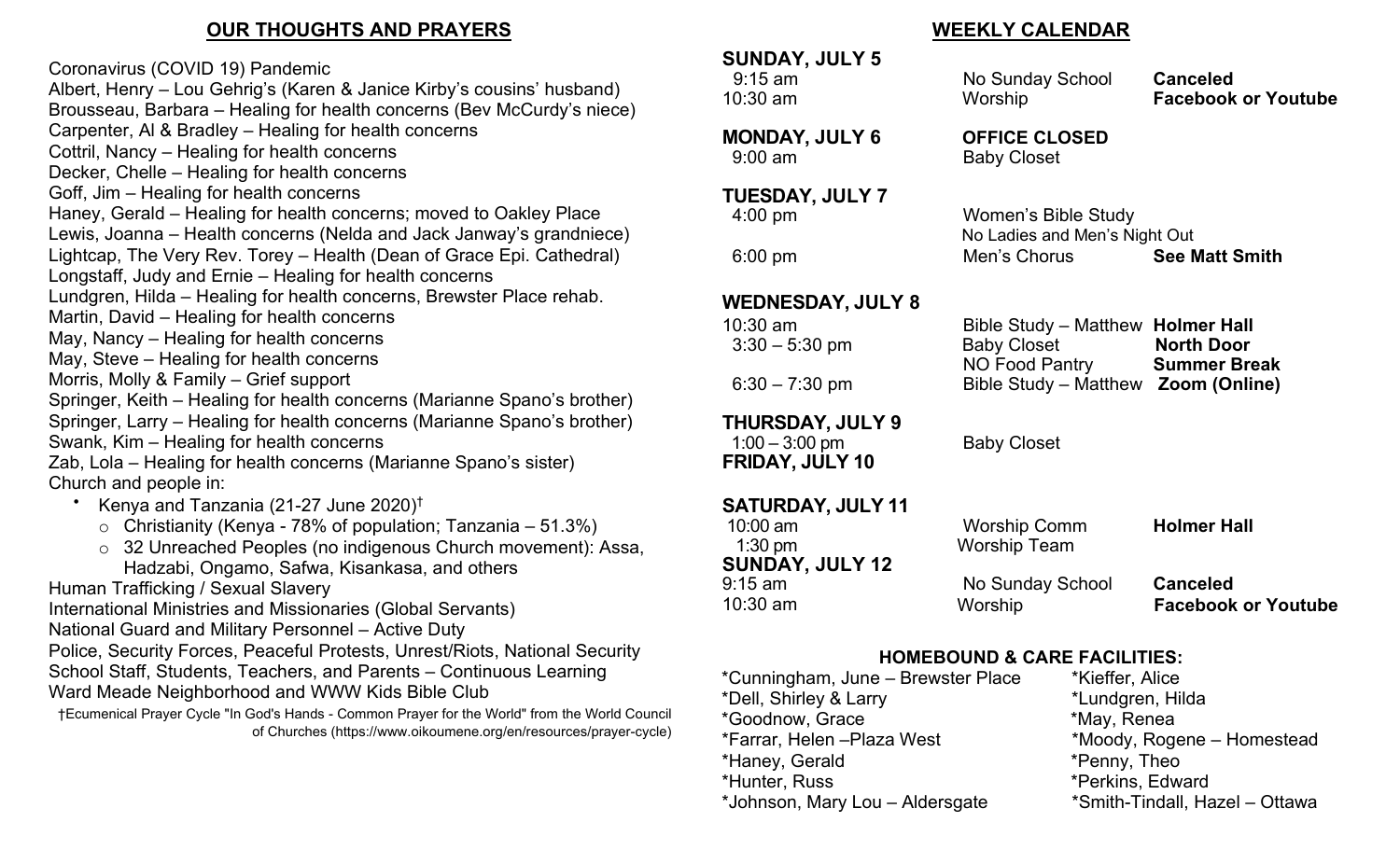## OUR THOUGHTS AND PRAYERS

Coronavirus (COVID 19) Pandemic
Albert, Henry – Lou Gehrig's (Karen & Janice Kirby's cousins' husband)
Brousseau, Barbara – Healing for health concerns (Bev McCurdy's niece)
Carpenter, Al & Bradley – Healing for health concerns
Cottril, Nancy – Healing for health concerns
Decker, Chelle – Healing for health concerns
Goff, Jim – Healing for health concerns
Haney, Gerald – Healing for health concerns; moved to Oakley Place
Lewis, Joanna – Health concerns (Nelda and Jack Janway's grandniece)
Lightcap, The Very Rev. Torey – Health (Dean of Grace Epi. Cathedral)
Longstaff, Judy and Ernie – Healing for health concerns
Lundgren, Hilda – Healing for health concerns, Brewster Place rehab.
Martin, David – Healing for health concerns
May, Nancy – Healing for health concerns
May, Steve – Healing for health concerns
Morris, Molly & Family – Grief support
Springer, Keith – Healing for health concerns (Marianne Spano's brother)
Springer, Larry – Healing for health concerns (Marianne Spano's brother)
Swank, Kim – Healing for health concerns
Zab, Lola – Healing for health concerns (Marianne Spano's sister)
Church and people in:

- Kenya and Tanzania (21-27 June 2020)†
  - Christianity (Kenya - 78% of population; Tanzania – 51.3%)
  - 32 Unreached Peoples (no indigenous Church movement): Assa, Hadzabi, Ongamo, Safwa, Kisankasa, and others

Human Trafficking / Sexual Slavery
International Ministries and Missionaries (Global Servants)
National Guard and Military Personnel – Active Duty
Police, Security Forces, Peaceful Protests, Unrest/Riots, National Security
School Staff, Students, Teachers, and Parents – Continuous Learning
Ward Meade Neighborhood and WWW Kids Bible Club

†Ecumenical Prayer Cycle "In God's Hands - Common Prayer for the World" from the World Council of Churches (https://www.oikoumene.org/en/resources/prayer-cycle)

## WEEKLY CALENDAR

**SUNDAY, JULY 5**

| | | |
|---|---|---|
| 9:15 am | No Sunday School | **Canceled** |
| 10:30 am | Worship | **Facebook or Youtube** |

**MONDAY, JULY 6** — **OFFICE CLOSED**

| | | |
|---|---|---|
| 9:00 am | Baby Closet | |

**TUESDAY, JULY 7**

| | | |
|---|---|---|
| 4:00 pm | Women's Bible Study | |
| | No Ladies and Men's Night Out | |
| 6:00 pm | Men's Chorus | **See Matt Smith** |

**WEDNESDAY, JULY 8**

| | | |
|---|---|---|
| 10:30 am | Bible Study – Matthew | **Holmer Hall** |
| 3:30 – 5:30 pm | Baby Closet | **North Door** |
| | NO Food Pantry | **Summer Break** |
| 6:30 – 7:30 pm | Bible Study – Matthew | **Zoom (Online)** |

**THURSDAY, JULY 9**

| | | |
|---|---|---|
| 1:00 – 3:00 pm | Baby Closet | |

**FRIDAY, JULY 10**

**SATURDAY, JULY 11**

| | | |
|---|---|---|
| 10:00 am | Worship Comm | **Holmer Hall** |
| 1:30 pm | Worship Team | |

**SUNDAY, JULY 12**

| | | |
|---|---|---|
| 9:15 am | No Sunday School | **Canceled** |
| 10:30 am | Worship | **Facebook or Youtube** |

### HOMEBOUND & CARE FACILITIES:

*Cunningham, June – Brewster Place
*Dell, Shirley & Larry
*Goodnow, Grace
*Farrar, Helen –Plaza West
*Haney, Gerald
*Hunter, Russ
*Johnson, Mary Lou – Aldersgate
*Kieffer, Alice
*Lundgren, Hilda
*May, Renea
*Moody, Rogene – Homestead
*Penny, Theo
*Perkins, Edward
*Smith-Tindall, Hazel – Ottawa